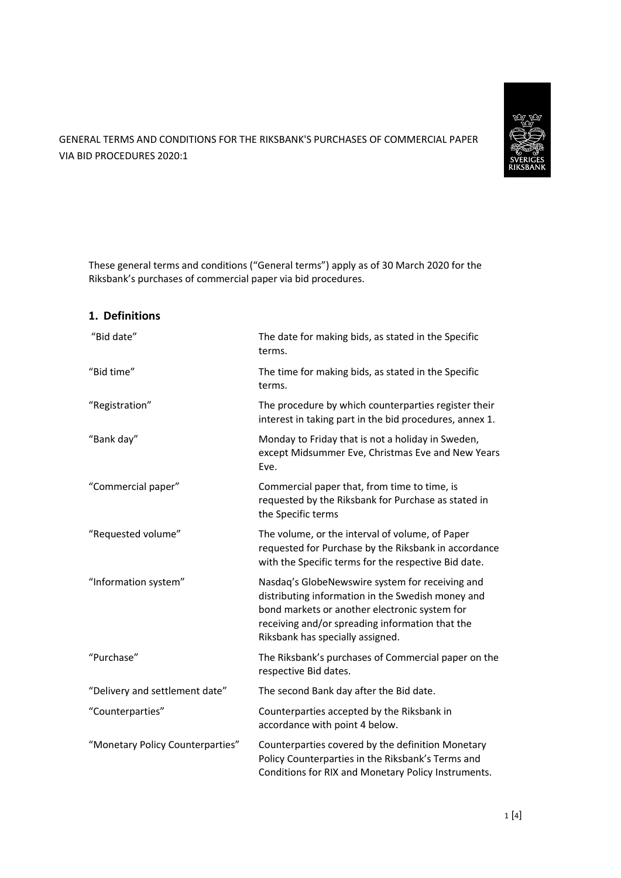GENERAL TERMS AND CONDITIONS FOR THE RIKSBANK'S PURCHASES OF COMMERCIAL PAPER VIA BID PROCEDURES 2020:1

These general terms and conditions ("General terms") apply as of 30 March 2020 for the Riksbank's purchases of commercial paper via bid procedures.

## 1. Definitions

| Term | Definition |
|---|---|
| "Bid date" | The date for making bids, as stated in the Specific terms. |
| "Bid time" | The time for making bids, as stated in the Specific terms. |
| "Registration" | The procedure by which counterparties register their interest in taking part in the bid procedures, annex 1. |
| "Bank day" | Monday to Friday that is not a holiday in Sweden, except Midsummer Eve, Christmas Eve and New Years Eve. |
| "Commercial paper" | Commercial paper that, from time to time, is requested by the Riksbank for Purchase as stated in the Specific terms |
| "Requested volume" | The volume, or the interval of volume, of Paper requested for Purchase by the Riksbank in accordance with the Specific terms for the respective Bid date. |
| "Information system" | Nasdaq's GlobeNewswire system for receiving and distributing information in the Swedish money and bond markets or another electronic system for receiving and/or spreading information that the Riksbank has specially assigned. |
| "Purchase" | The Riksbank's purchases of Commercial paper on the respective Bid dates. |
| "Delivery and settlement date" | The second Bank day after the Bid date. |
| "Counterparties" | Counterparties accepted by the Riksbank in accordance with point 4 below. |
| "Monetary Policy Counterparties" | Counterparties covered by the definition Monetary Policy Counterparties in the Riksbank's Terms and Conditions for RIX and Monetary Policy Instruments. |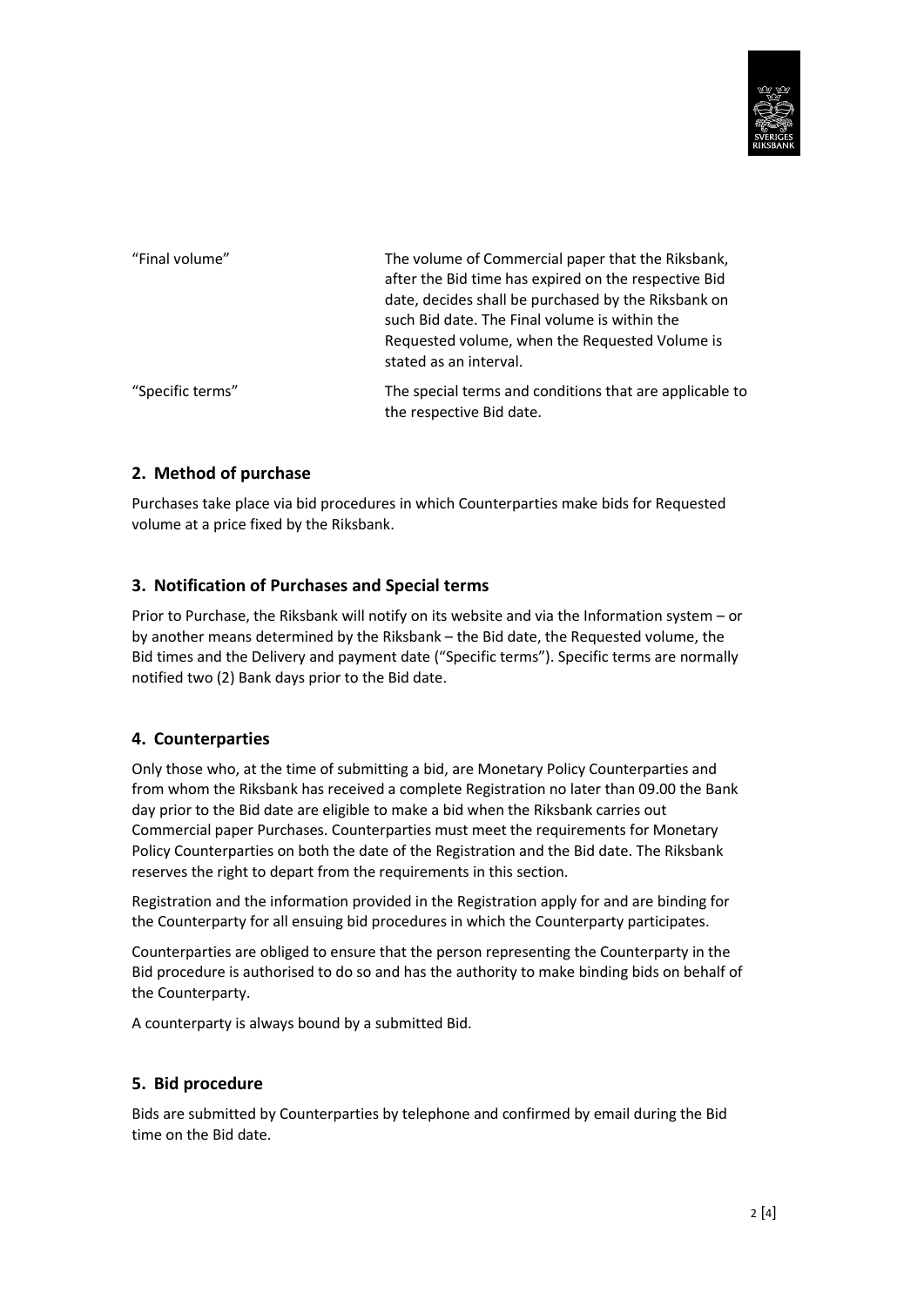| | |
|---|---|
| “Final volume” | The volume of Commercial paper that the Riksbank, after the Bid time has expired on the respective Bid date, decides shall be purchased by the Riksbank on such Bid date. The Final volume is within the Requested volume, when the Requested Volume is stated as an interval. |
| “Specific terms” | The special terms and conditions that are applicable to the respective Bid date. |

## 2. Method of purchase

Purchases take place via bid procedures in which Counterparties make bids for Requested volume at a price fixed by the Riksbank.

## 3. Notification of Purchases and Special terms

Prior to Purchase, the Riksbank will notify on its website and via the Information system – or by another means determined by the Riksbank – the Bid date, the Requested volume, the Bid times and the Delivery and payment date (“Specific terms”). Specific terms are normally notified two (2) Bank days prior to the Bid date.

## 4. Counterparties

Only those who, at the time of submitting a bid, are Monetary Policy Counterparties and from whom the Riksbank has received a complete Registration no later than 09.00 the Bank day prior to the Bid date are eligible to make a bid when the Riksbank carries out Commercial paper Purchases. Counterparties must meet the requirements for Monetary Policy Counterparties on both the date of the Registration and the Bid date. The Riksbank reserves the right to depart from the requirements in this section.

Registration and the information provided in the Registration apply for and are binding for the Counterparty for all ensuing bid procedures in which the Counterparty participates.

Counterparties are obliged to ensure that the person representing the Counterparty in the Bid procedure is authorised to do so and has the authority to make binding bids on behalf of the Counterparty.

A counterparty is always bound by a submitted Bid.

## 5. Bid procedure

Bids are submitted by Counterparties by telephone and confirmed by email during the Bid time on the Bid date.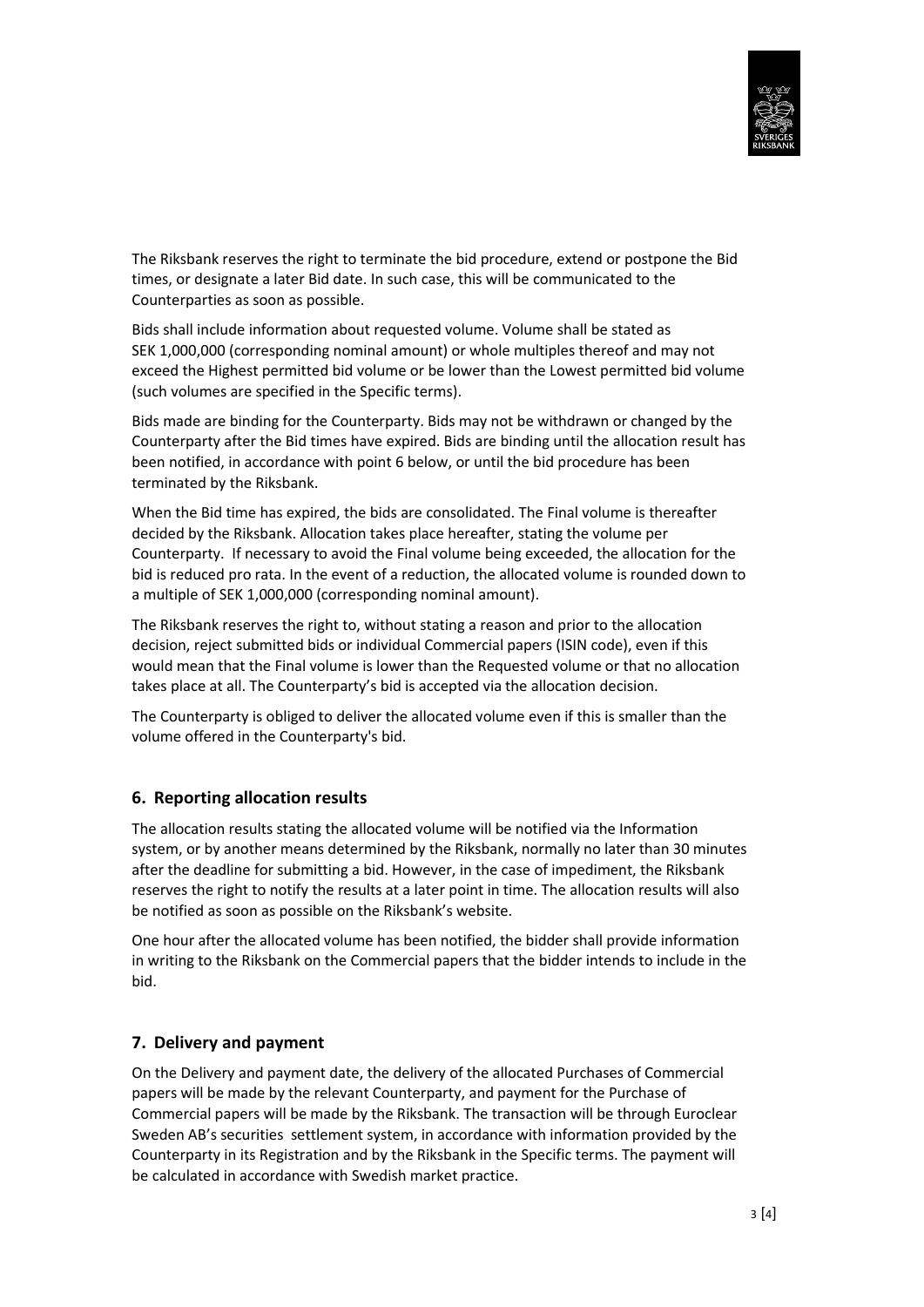The Riksbank reserves the right to terminate the bid procedure, extend or postpone the Bid times, or designate a later Bid date. In such case, this will be communicated to the Counterparties as soon as possible.

Bids shall include information about requested volume. Volume shall be stated as SEK 1,000,000 (corresponding nominal amount) or whole multiples thereof and may not exceed the Highest permitted bid volume or be lower than the Lowest permitted bid volume (such volumes are specified in the Specific terms).

Bids made are binding for the Counterparty. Bids may not be withdrawn or changed by the Counterparty after the Bid times have expired. Bids are binding until the allocation result has been notified, in accordance with point 6 below, or until the bid procedure has been terminated by the Riksbank.

When the Bid time has expired, the bids are consolidated. The Final volume is thereafter decided by the Riksbank. Allocation takes place hereafter, stating the volume per Counterparty. If necessary to avoid the Final volume being exceeded, the allocation for the bid is reduced pro rata. In the event of a reduction, the allocated volume is rounded down to a multiple of SEK 1,000,000 (corresponding nominal amount).

The Riksbank reserves the right to, without stating a reason and prior to the allocation decision, reject submitted bids or individual Commercial papers (ISIN code), even if this would mean that the Final volume is lower than the Requested volume or that no allocation takes place at all. The Counterparty's bid is accepted via the allocation decision.

The Counterparty is obliged to deliver the allocated volume even if this is smaller than the volume offered in the Counterparty's bid.

## 6. Reporting allocation results

The allocation results stating the allocated volume will be notified via the Information system, or by another means determined by the Riksbank, normally no later than 30 minutes after the deadline for submitting a bid. However, in the case of impediment, the Riksbank reserves the right to notify the results at a later point in time. The allocation results will also be notified as soon as possible on the Riksbank's website.

One hour after the allocated volume has been notified, the bidder shall provide information in writing to the Riksbank on the Commercial papers that the bidder intends to include in the bid.

## 7. Delivery and payment

On the Delivery and payment date, the delivery of the allocated Purchases of Commercial papers will be made by the relevant Counterparty, and payment for the Purchase of Commercial papers will be made by the Riksbank. The transaction will be through Euroclear Sweden AB's securities settlement system, in accordance with information provided by the Counterparty in its Registration and by the Riksbank in the Specific terms. The payment will be calculated in accordance with Swedish market practice.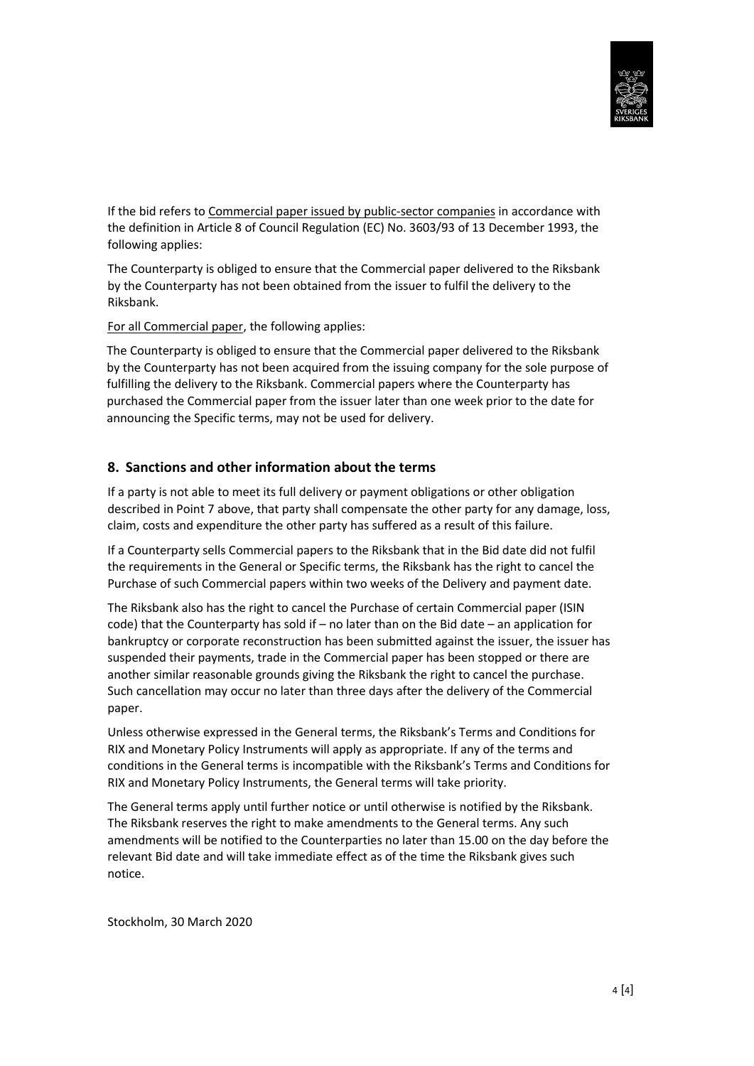If the bid refers to Commercial paper issued by public-sector companies in accordance with the definition in Article 8 of Council Regulation (EC) No. 3603/93 of 13 December 1993, the following applies:

The Counterparty is obliged to ensure that the Commercial paper delivered to the Riksbank by the Counterparty has not been obtained from the issuer to fulfil the delivery to the Riksbank.

For all Commercial paper, the following applies:

The Counterparty is obliged to ensure that the Commercial paper delivered to the Riksbank by the Counterparty has not been acquired from the issuing company for the sole purpose of fulfilling the delivery to the Riksbank. Commercial papers where the Counterparty has purchased the Commercial paper from the issuer later than one week prior to the date for announcing the Specific terms, may not be used for delivery.

## 8. Sanctions and other information about the terms

If a party is not able to meet its full delivery or payment obligations or other obligation described in Point 7 above, that party shall compensate the other party for any damage, loss, claim, costs and expenditure the other party has suffered as a result of this failure.

If a Counterparty sells Commercial papers to the Riksbank that in the Bid date did not fulfil the requirements in the General or Specific terms, the Riksbank has the right to cancel the Purchase of such Commercial papers within two weeks of the Delivery and payment date.

The Riksbank also has the right to cancel the Purchase of certain Commercial paper (ISIN code) that the Counterparty has sold if – no later than on the Bid date – an application for bankruptcy or corporate reconstruction has been submitted against the issuer, the issuer has suspended their payments, trade in the Commercial paper has been stopped or there are another similar reasonable grounds giving the Riksbank the right to cancel the purchase. Such cancellation may occur no later than three days after the delivery of the Commercial paper.

Unless otherwise expressed in the General terms, the Riksbank's Terms and Conditions for RIX and Monetary Policy Instruments will apply as appropriate. If any of the terms and conditions in the General terms is incompatible with the Riksbank's Terms and Conditions for RIX and Monetary Policy Instruments, the General terms will take priority.

The General terms apply until further notice or until otherwise is notified by the Riksbank. The Riksbank reserves the right to make amendments to the General terms. Any such amendments will be notified to the Counterparties no later than 15.00 on the day before the relevant Bid date and will take immediate effect as of the time the Riksbank gives such notice.

Stockholm, 30 March 2020